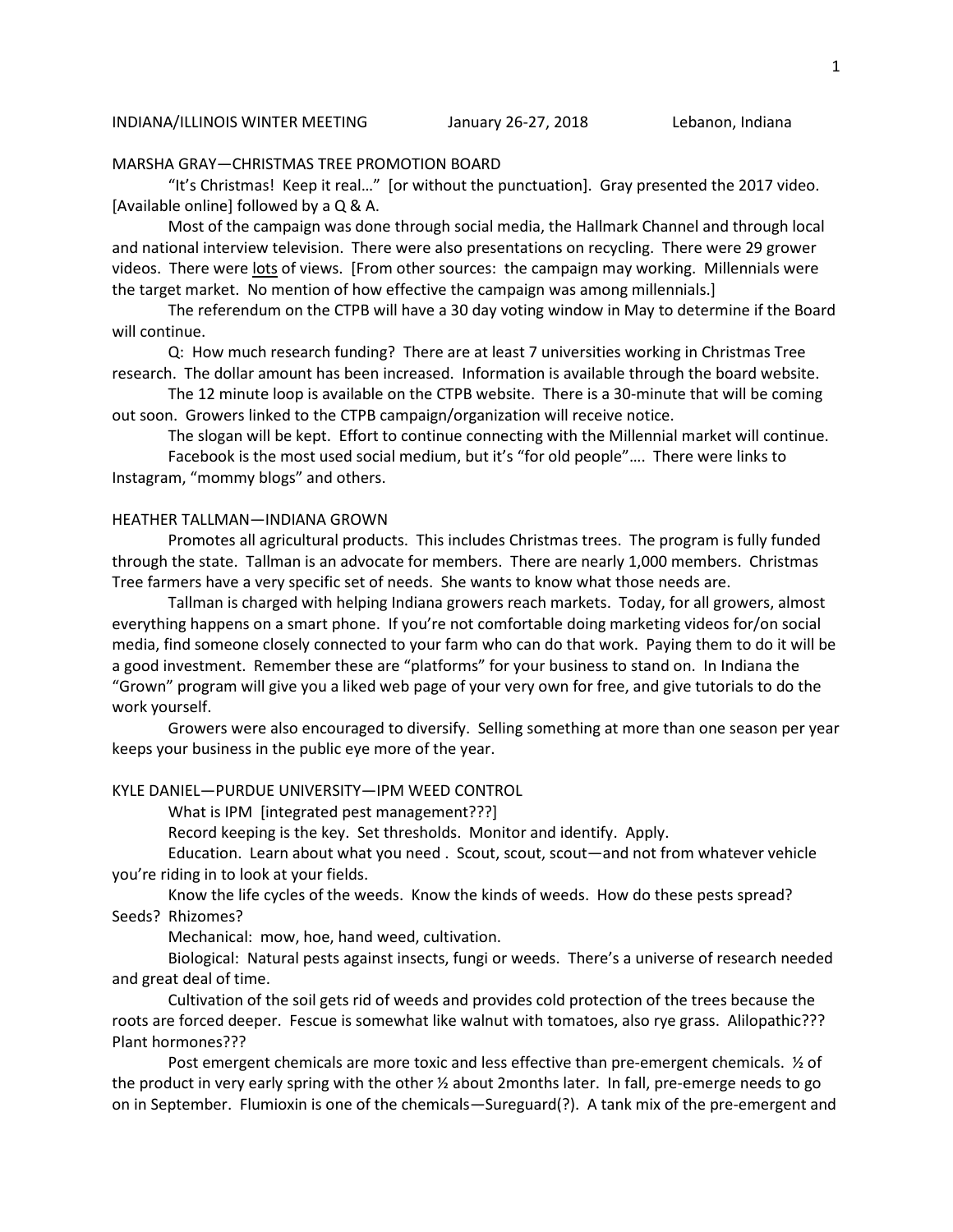INDIANA/ILLINOIS WINTER MEETING January 26-27, 2018 Lebanon, Indiana

## MARSHA GRAY—CHRISTMAS TREE PROMOTION BOARD

"It's Christmas! Keep it real…" [or without the punctuation]. Gray presented the 2017 video. [Available online] followed by a Q & A.

Most of the campaign was done through social media, the Hallmark Channel and through local and national interview television. There were also presentations on recycling. There were 29 grower videos. There were lots of views. [From other sources: the campaign may working. Millennials were the target market. No mention of how effective the campaign was among millennials.]

The referendum on the CTPB will have a 30 day voting window in May to determine if the Board will continue.

Q: How much research funding? There are at least 7 universities working in Christmas Tree research. The dollar amount has been increased. Information is available through the board website.

The 12 minute loop is available on the CTPB website. There is a 30-minute that will be coming out soon. Growers linked to the CTPB campaign/organization will receive notice.

The slogan will be kept. Effort to continue connecting with the Millennial market will continue.

Facebook is the most used social medium, but it's "for old people"…. There were links to Instagram, "mommy blogs" and others.

## HEATHER TALLMAN—INDIANA GROWN

Promotes all agricultural products. This includes Christmas trees. The program is fully funded through the state. Tallman is an advocate for members. There are nearly 1,000 members. Christmas Tree farmers have a very specific set of needs. She wants to know what those needs are.

Tallman is charged with helping Indiana growers reach markets. Today, for all growers, almost everything happens on a smart phone. If you're not comfortable doing marketing videos for/on social media, find someone closely connected to your farm who can do that work. Paying them to do it will be a good investment. Remember these are "platforms" for your business to stand on. In Indiana the "Grown" program will give you a liked web page of your very own for free, and give tutorials to do the work yourself.

Growers were also encouraged to diversify. Selling something at more than one season per year keeps your business in the public eye more of the year.

## KYLE DANIEL—PURDUE UNIVERSITY—IPM WEED CONTROL

What is IPM [integrated pest management???]

Record keeping is the key. Set thresholds. Monitor and identify. Apply.

Education. Learn about what you need . Scout, scout, scout—and not from whatever vehicle you're riding in to look at your fields.

Know the life cycles of the weeds. Know the kinds of weeds. How do these pests spread? Seeds? Rhizomes?

Mechanical: mow, hoe, hand weed, cultivation.

Biological: Natural pests against insects, fungi or weeds. There's a universe of research needed and great deal of time.

Cultivation of the soil gets rid of weeds and provides cold protection of the trees because the roots are forced deeper. Fescue is somewhat like walnut with tomatoes, also rye grass. Alilopathic??? Plant hormones???

Post emergent chemicals are more toxic and less effective than pre-emergent chemicals. ½ of the product in very early spring with the other ½ about 2months later. In fall, pre-emerge needs to go on in September. Flumioxin is one of the chemicals—Sureguard(?). A tank mix of the pre-emergent and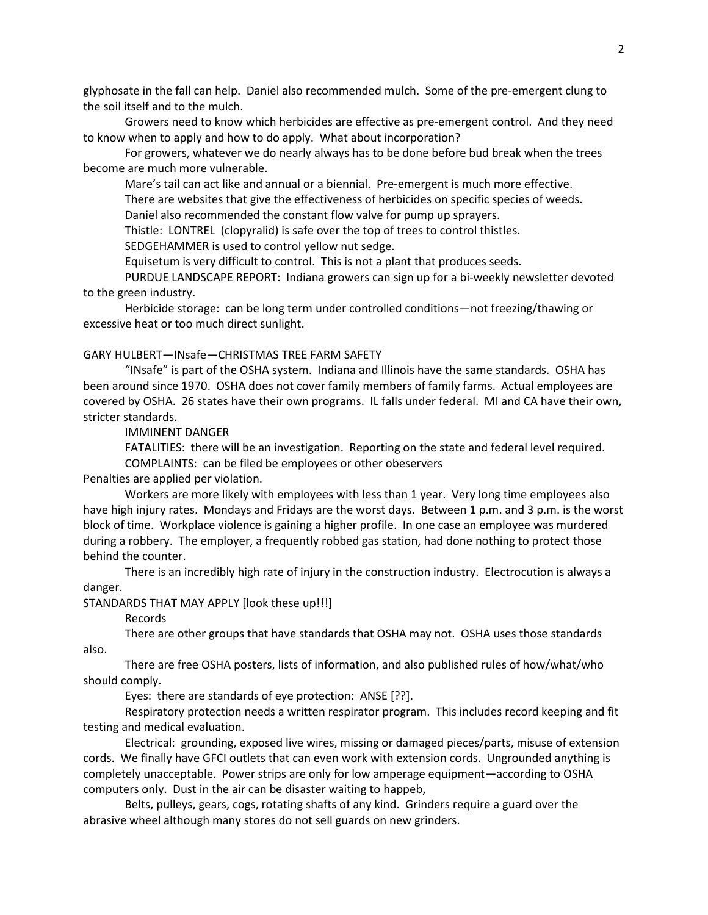glyphosate in the fall can help. Daniel also recommended mulch. Some of the pre-emergent clung to the soil itself and to the mulch.

Growers need to know which herbicides are effective as pre-emergent control. And they need to know when to apply and how to do apply. What about incorporation?

For growers, whatever we do nearly always has to be done before bud break when the trees become are much more vulnerable.

Mare's tail can act like and annual or a biennial. Pre-emergent is much more effective.

There are websites that give the effectiveness of herbicides on specific species of weeds.

Daniel also recommended the constant flow valve for pump up sprayers.

Thistle: LONTREL (clopyralid) is safe over the top of trees to control thistles.

SEDGEHAMMER is used to control yellow nut sedge.

Equisetum is very difficult to control. This is not a plant that produces seeds.

PURDUE LANDSCAPE REPORT: Indiana growers can sign up for a bi-weekly newsletter devoted to the green industry.

Herbicide storage: can be long term under controlled conditions—not freezing/thawing or excessive heat or too much direct sunlight.

GARY HULBERT—INsafe—CHRISTMAS TREE FARM SAFETY

"INsafe" is part of the OSHA system. Indiana and Illinois have the same standards. OSHA has been around since 1970. OSHA does not cover family members of family farms. Actual employees are covered by OSHA. 26 states have their own programs. IL falls under federal. MI and CA have their own, stricter standards.

IMMINENT DANGER

FATALITIES: there will be an investigation. Reporting on the state and federal level required.

COMPLAINTS: can be filed be employees or other obeservers

Penalties are applied per violation.

Workers are more likely with employees with less than 1 year. Very long time employees also have high injury rates. Mondays and Fridays are the worst days. Between 1 p.m. and 3 p.m. is the worst block of time. Workplace violence is gaining a higher profile. In one case an employee was murdered during a robbery. The employer, a frequently robbed gas station, had done nothing to protect those behind the counter.

There is an incredibly high rate of injury in the construction industry. Electrocution is always a danger.

STANDARDS THAT MAY APPLY [look these up!!!]

Records

There are other groups that have standards that OSHA may not. OSHA uses those standards also.

There are free OSHA posters, lists of information, and also published rules of how/what/who should comply.

Eyes: there are standards of eye protection: ANSE [??].

Respiratory protection needs a written respirator program. This includes record keeping and fit testing and medical evaluation.

Electrical: grounding, exposed live wires, missing or damaged pieces/parts, misuse of extension cords. We finally have GFCI outlets that can even work with extension cords. Ungrounded anything is completely unacceptable. Power strips are only for low amperage equipment—according to OSHA computers <u>only</u>. Dust in the air can be disaster waiting to happeb,

Belts, pulleys, gears, cogs, rotating shafts of any kind. Grinders require a guard over the abrasive wheel although many stores do not sell guards on new grinders.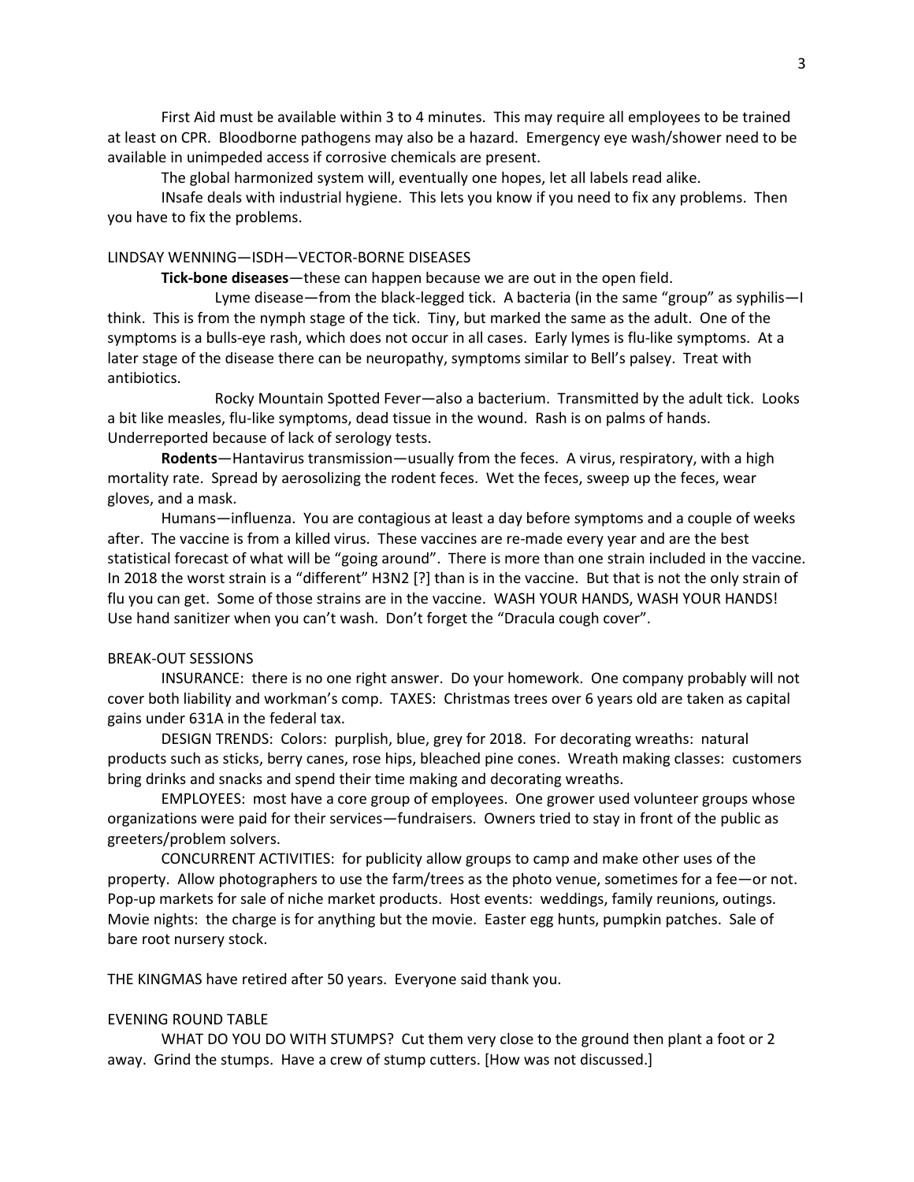First Aid must be available within 3 to 4 minutes. This may require all employees to be trained at least on CPR. Bloodborne pathogens may also be a hazard. Emergency eye wash/shower need to be available in unimpeded access if corrosive chemicals are present.

The global harmonized system will, eventually one hopes, let all labels read alike.

INsafe deals with industrial hygiene. This lets you know if you need to fix any problems. Then you have to fix the problems.

LINDSAY WENNING—ISDH—VECTOR-BORNE DISEASES

**Tick-bone diseases**—these can happen because we are out in the open field.

Lyme disease—from the black-legged tick. A bacteria (in the same "group" as syphilis—I think. This is from the nymph stage of the tick. Tiny, but marked the same as the adult. One of the symptoms is a bulls-eye rash, which does not occur in all cases. Early lymes is flu-like symptoms. At a later stage of the disease there can be neuropathy, symptoms similar to Bell's palsey. Treat with antibiotics.

Rocky Mountain Spotted Fever—also a bacterium. Transmitted by the adult tick. Looks a bit like measles, flu-like symptoms, dead tissue in the wound. Rash is on palms of hands. Underreported because of lack of serology tests.

**Rodents**—Hantavirus transmission—usually from the feces. A virus, respiratory, with a high mortality rate. Spread by aerosolizing the rodent feces. Wet the feces, sweep up the feces, wear gloves, and a mask.

Humans—influenza. You are contagious at least a day before symptoms and a couple of weeks after. The vaccine is from a killed virus. These vaccines are re-made every year and are the best statistical forecast of what will be "going around". There is more than one strain included in the vaccine. In 2018 the worst strain is a "different" H3N2 [?] than is in the vaccine. But that is not the only strain of flu you can get. Some of those strains are in the vaccine. WASH YOUR HANDS, WASH YOUR HANDS! Use hand sanitizer when you can't wash. Don't forget the "Dracula cough cover".

BREAK-OUT SESSIONS

INSURANCE: there is no one right answer. Do your homework. One company probably will not cover both liability and workman's comp. TAXES: Christmas trees over 6 years old are taken as capital gains under 631A in the federal tax.

DESIGN TRENDS: Colors: purplish, blue, grey for 2018. For decorating wreaths: natural products such as sticks, berry canes, rose hips, bleached pine cones. Wreath making classes: customers bring drinks and snacks and spend their time making and decorating wreaths.

EMPLOYEES: most have a core group of employees. One grower used volunteer groups whose organizations were paid for their services—fundraisers. Owners tried to stay in front of the public as greeters/problem solvers.

CONCURRENT ACTIVITIES: for publicity allow groups to camp and make other uses of the property. Allow photographers to use the farm/trees as the photo venue, sometimes for a fee—or not. Pop-up markets for sale of niche market products. Host events: weddings, family reunions, outings. Movie nights: the charge is for anything but the movie. Easter egg hunts, pumpkin patches. Sale of bare root nursery stock.

THE KINGMAS have retired after 50 years. Everyone said thank you.

EVENING ROUND TABLE

WHAT DO YOU DO WITH STUMPS? Cut them very close to the ground then plant a foot or 2 away. Grind the stumps. Have a crew of stump cutters. [How was not discussed.]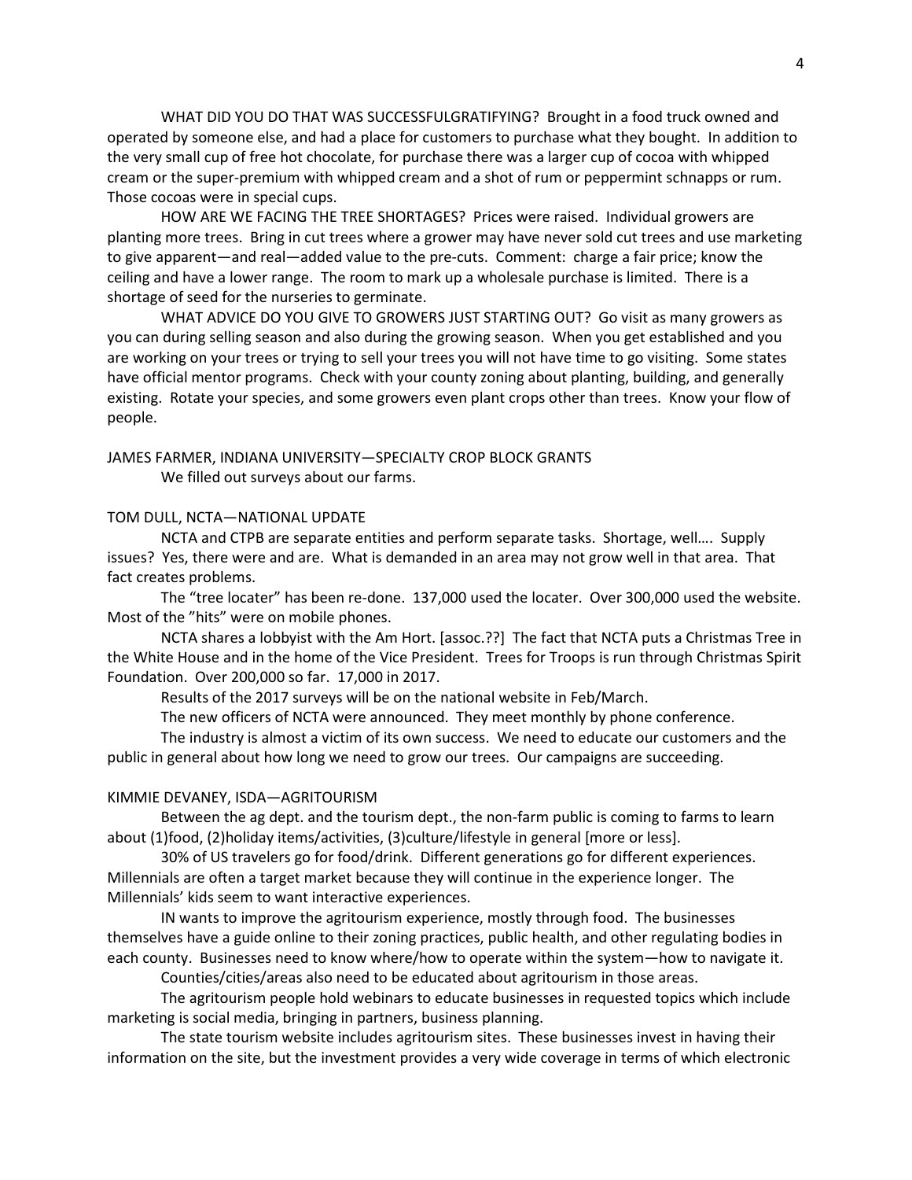WHAT DID YOU DO THAT WAS SUCCESSFULGRATIFYING? Brought in a food truck owned and operated by someone else, and had a place for customers to purchase what they bought. In addition to the very small cup of free hot chocolate, for purchase there was a larger cup of cocoa with whipped cream or the super-premium with whipped cream and a shot of rum or peppermint schnapps or rum. Those cocoas were in special cups.

HOW ARE WE FACING THE TREE SHORTAGES? Prices were raised. Individual growers are planting more trees. Bring in cut trees where a grower may have never sold cut trees and use marketing to give apparent—and real—added value to the pre-cuts. Comment: charge a fair price; know the ceiling and have a lower range. The room to mark up a wholesale purchase is limited. There is a shortage of seed for the nurseries to germinate.

WHAT ADVICE DO YOU GIVE TO GROWERS JUST STARTING OUT? Go visit as many growers as you can during selling season and also during the growing season. When you get established and you are working on your trees or trying to sell your trees you will not have time to go visiting. Some states have official mentor programs. Check with your county zoning about planting, building, and generally existing. Rotate your species, and some growers even plant crops other than trees. Know your flow of people.

JAMES FARMER, INDIANA UNIVERSITY—SPECIALTY CROP BLOCK GRANTS

We filled out surveys about our farms.

TOM DULL, NCTA—NATIONAL UPDATE

NCTA and CTPB are separate entities and perform separate tasks. Shortage, well…. Supply issues? Yes, there were and are. What is demanded in an area may not grow well in that area. That fact creates problems.

The "tree locater" has been re-done. 137,000 used the locater. Over 300,000 used the website. Most of the "hits" were on mobile phones.

NCTA shares a lobbyist with the Am Hort. [assoc.??] The fact that NCTA puts a Christmas Tree in the White House and in the home of the Vice President. Trees for Troops is run through Christmas Spirit Foundation. Over 200,000 so far. 17,000 in 2017.

Results of the 2017 surveys will be on the national website in Feb/March.

The new officers of NCTA were announced. They meet monthly by phone conference.

The industry is almost a victim of its own success. We need to educate our customers and the public in general about how long we need to grow our trees. Our campaigns are succeeding.

KIMMIE DEVANEY, ISDA—AGRITOURISM

Between the ag dept. and the tourism dept., the non-farm public is coming to farms to learn about (1)food, (2)holiday items/activities, (3)culture/lifestyle in general [more or less].

30% of US travelers go for food/drink. Different generations go for different experiences. Millennials are often a target market because they will continue in the experience longer. The Millennials' kids seem to want interactive experiences.

IN wants to improve the agritourism experience, mostly through food. The businesses themselves have a guide online to their zoning practices, public health, and other regulating bodies in each county. Businesses need to know where/how to operate within the system—how to navigate it.

Counties/cities/areas also need to be educated about agritourism in those areas.

The agritourism people hold webinars to educate businesses in requested topics which include marketing is social media, bringing in partners, business planning.

The state tourism website includes agritourism sites. These businesses invest in having their information on the site, but the investment provides a very wide coverage in terms of which electronic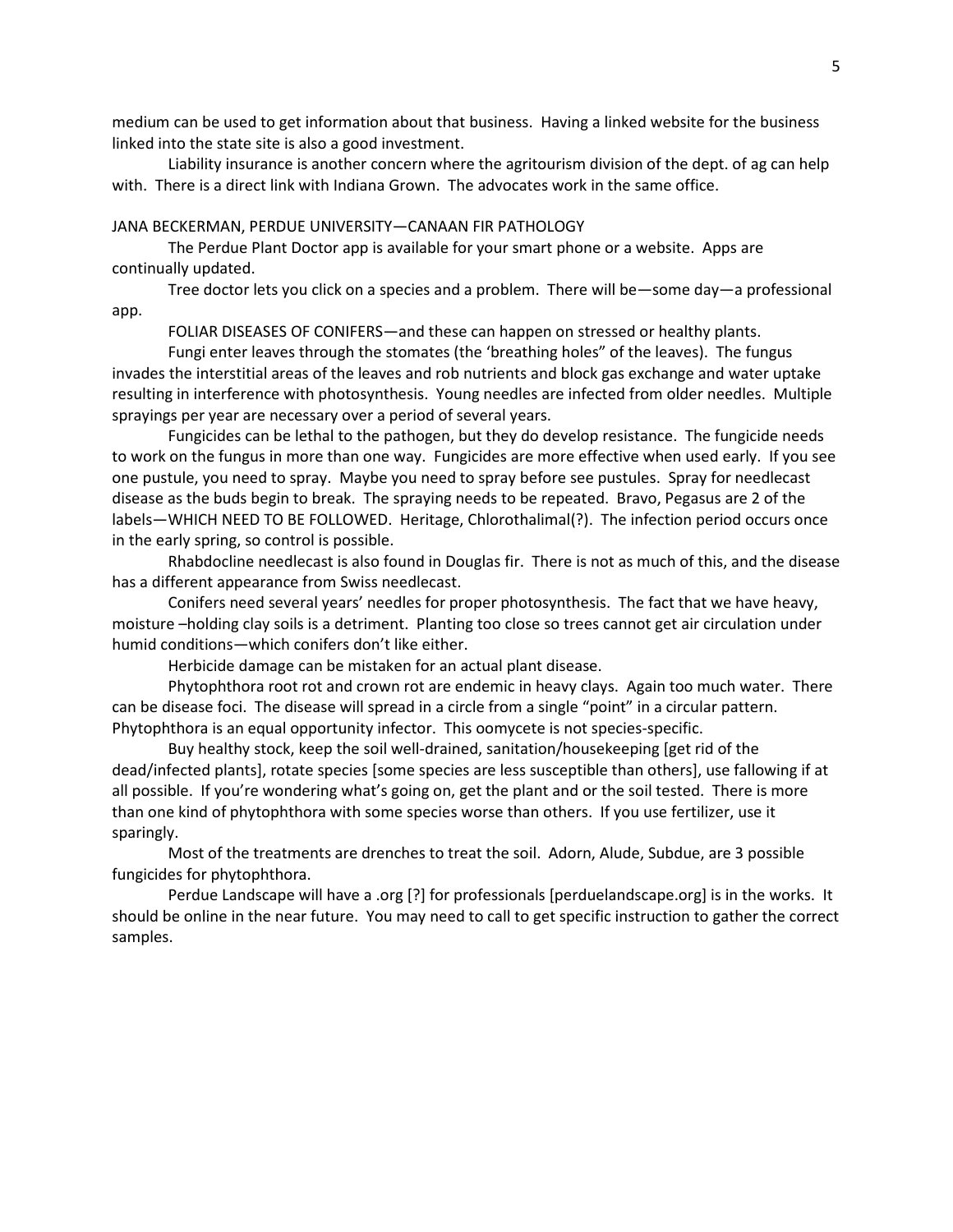medium can be used to get information about that business. Having a linked website for the business linked into the state site is also a good investment.

Liability insurance is another concern where the agritourism division of the dept. of ag can help with. There is a direct link with Indiana Grown. The advocates work in the same office.

JANA BECKERMAN, PERDUE UNIVERSITY—CANAAN FIR PATHOLOGY

The Perdue Plant Doctor app is available for your smart phone or a website. Apps are continually updated.

Tree doctor lets you click on a species and a problem. There will be—some day—a professional app.

FOLIAR DISEASES OF CONIFERS—and these can happen on stressed or healthy plants.

Fungi enter leaves through the stomates (the 'breathing holes" of the leaves). The fungus invades the interstitial areas of the leaves and rob nutrients and block gas exchange and water uptake resulting in interference with photosynthesis. Young needles are infected from older needles. Multiple sprayings per year are necessary over a period of several years.

Fungicides can be lethal to the pathogen, but they do develop resistance. The fungicide needs to work on the fungus in more than one way. Fungicides are more effective when used early. If you see one pustule, you need to spray. Maybe you need to spray before see pustules. Spray for needlecast disease as the buds begin to break. The spraying needs to be repeated. Bravo, Pegasus are 2 of the labels—WHICH NEED TO BE FOLLOWED. Heritage, Chlorothalimal(?). The infection period occurs once in the early spring, so control is possible.

Rhabdocline needlecast is also found in Douglas fir. There is not as much of this, and the disease has a different appearance from Swiss needlecast.

Conifers need several years' needles for proper photosynthesis. The fact that we have heavy, moisture –holding clay soils is a detriment. Planting too close so trees cannot get air circulation under humid conditions—which conifers don't like either.

Herbicide damage can be mistaken for an actual plant disease.

Phytophthora root rot and crown rot are endemic in heavy clays. Again too much water. There can be disease foci. The disease will spread in a circle from a single "point" in a circular pattern. Phytophthora is an equal opportunity infector. This oomycete is not species-specific.

Buy healthy stock, keep the soil well-drained, sanitation/housekeeping [get rid of the dead/infected plants], rotate species [some species are less susceptible than others], use fallowing if at all possible. If you're wondering what's going on, get the plant and or the soil tested. There is more than one kind of phytophthora with some species worse than others. If you use fertilizer, use it sparingly.

Most of the treatments are drenches to treat the soil. Adorn, Alude, Subdue, are 3 possible fungicides for phytophthora.

Perdue Landscape will have a .org [?] for professionals [perduelandscape.org] is in the works. It should be online in the near future. You may need to call to get specific instruction to gather the correct samples.